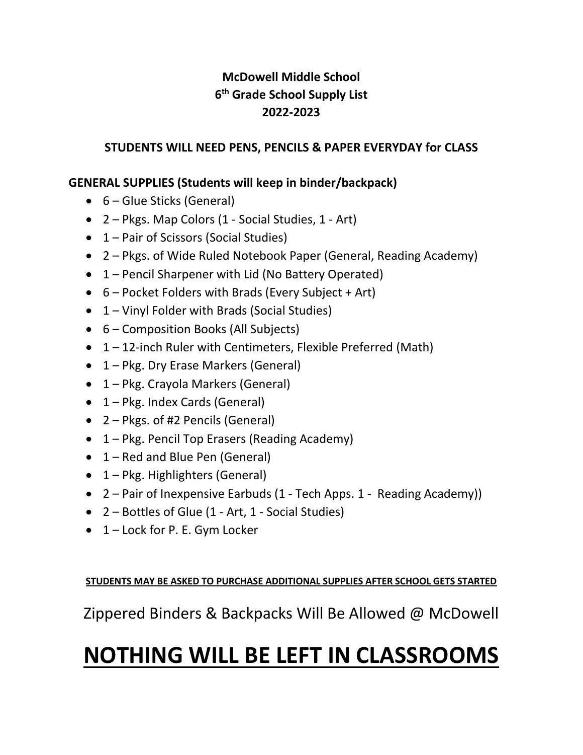**McDowell Middle School**
**6th Grade School Supply List**
**2022-2023**

**STUDENTS WILL NEED PENS, PENCILS & PAPER EVERYDAY for CLASS**

**GENERAL SUPPLIES (Students will keep in binder/backpack)**

- 6 – Glue Sticks (General)
- 2 – Pkgs. Map Colors (1 - Social Studies, 1 - Art)
- 1 – Pair of Scissors (Social Studies)
- 2 – Pkgs. of Wide Ruled Notebook Paper (General, Reading Academy)
- 1 – Pencil Sharpener with Lid (No Battery Operated)
- 6 – Pocket Folders with Brads (Every Subject + Art)
- 1 – Vinyl Folder with Brads (Social Studies)
- 6 – Composition Books (All Subjects)
- 1 – 12-inch Ruler with Centimeters, Flexible Preferred (Math)
- 1 – Pkg. Dry Erase Markers (General)
- 1 – Pkg. Crayola Markers (General)
- 1 – Pkg. Index Cards (General)
- 2 – Pkgs. of #2 Pencils (General)
- 1 – Pkg. Pencil Top Erasers (Reading Academy)
- 1 – Red and Blue Pen (General)
- 1 – Pkg. Highlighters (General)
- 2 – Pair of Inexpensive Earbuds (1 - Tech Apps. 1 - Reading Academy))
- 2 – Bottles of Glue (1 - Art, 1 - Social Studies)
- 1 – Lock for P. E. Gym Locker

**<u>STUDENTS MAY BE ASKED TO PURCHASE ADDITIONAL SUPPLIES AFTER SCHOOL GETS STARTED</u>**

Zippered Binders & Backpacks Will Be Allowed @ McDowell

# <u>NOTHING WILL BE LEFT IN CLASSROOMS</u>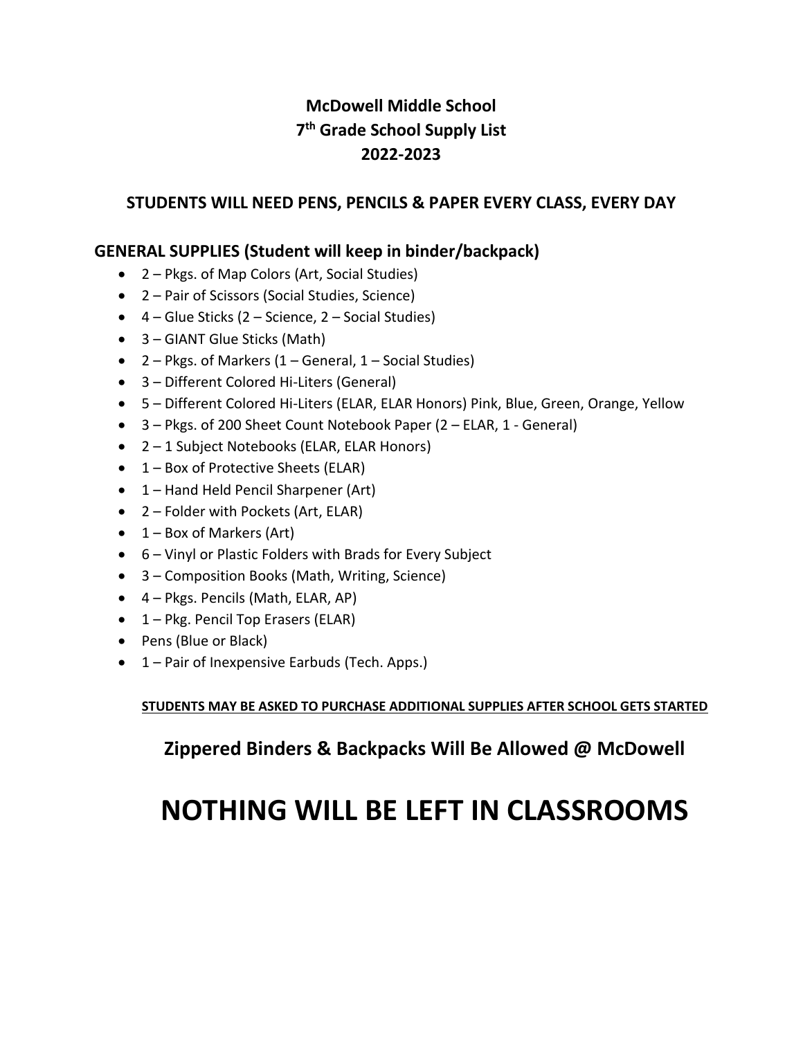# McDowell Middle School
# 7th Grade School Supply List
# 2022-2023

## STUDENTS WILL NEED PENS, PENCILS & PAPER EVERY CLASS, EVERY DAY

### GENERAL SUPPLIES (Student will keep in binder/backpack)

- 2 – Pkgs. of Map Colors (Art, Social Studies)
- 2 – Pair of Scissors (Social Studies, Science)
- 4 – Glue Sticks (2 – Science, 2 – Social Studies)
- 3 – GIANT Glue Sticks (Math)
- 2 – Pkgs. of Markers (1 – General, 1 – Social Studies)
- 3 – Different Colored Hi-Liters (General)
- 5 – Different Colored Hi-Liters (ELAR, ELAR Honors) Pink, Blue, Green, Orange, Yellow
- 3 – Pkgs. of 200 Sheet Count Notebook Paper (2 – ELAR, 1 - General)
- 2 – 1 Subject Notebooks (ELAR, ELAR Honors)
- 1 – Box of Protective Sheets (ELAR)
- 1 – Hand Held Pencil Sharpener (Art)
- 2 – Folder with Pockets (Art, ELAR)
- 1 – Box of Markers (Art)
- 6 – Vinyl or Plastic Folders with Brads for Every Subject
- 3 – Composition Books (Math, Writing, Science)
- 4 – Pkgs. Pencils (Math, ELAR, AP)
- 1 – Pkg. Pencil Top Erasers (ELAR)
- Pens (Blue or Black)
- 1 – Pair of Inexpensive Earbuds (Tech. Apps.)

**STUDENTS MAY BE ASKED TO PURCHASE ADDITIONAL SUPPLIES AFTER SCHOOL GETS STARTED**

## Zippered Binders & Backpacks Will Be Allowed @ McDowell

# NOTHING WILL BE LEFT IN CLASSROOMS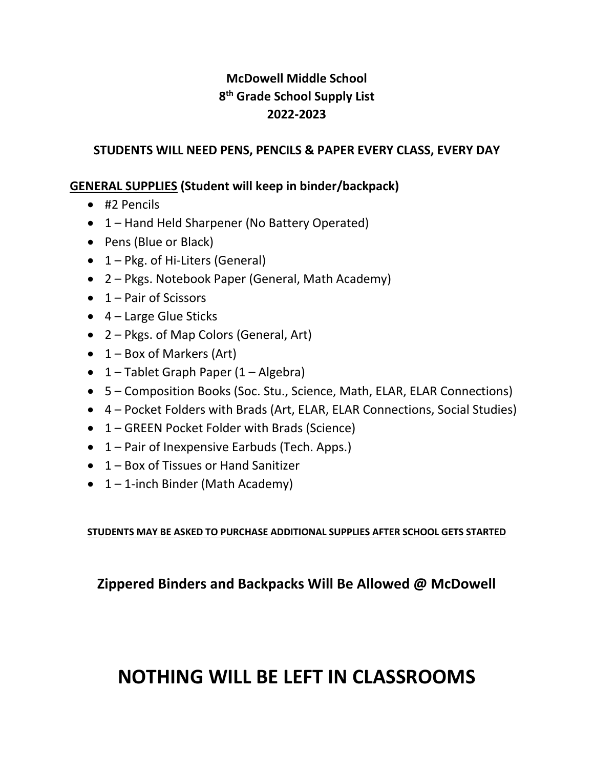# McDowell Middle School
## 8th Grade School Supply List
## 2022-2023

**STUDENTS WILL NEED PENS, PENCILS & PAPER EVERY CLASS, EVERY DAY**

**GENERAL SUPPLIES (Student will keep in binder/backpack)**

- #2 Pencils
- 1 – Hand Held Sharpener (No Battery Operated)
- Pens (Blue or Black)
- 1 – Pkg. of Hi-Liters (General)
- 2 – Pkgs. Notebook Paper (General, Math Academy)
- 1 – Pair of Scissors
- 4 – Large Glue Sticks
- 2 – Pkgs. of Map Colors (General, Art)
- 1 – Box of Markers (Art)
- 1 – Tablet Graph Paper (1 – Algebra)
- 5 – Composition Books (Soc. Stu., Science, Math, ELAR, ELAR Connections)
- 4 – Pocket Folders with Brads (Art, ELAR, ELAR Connections, Social Studies)
- 1 – GREEN Pocket Folder with Brads (Science)
- 1 – Pair of Inexpensive Earbuds (Tech. Apps.)
- 1 – Box of Tissues or Hand Sanitizer
- 1 – 1-inch Binder (Math Academy)

**STUDENTS MAY BE ASKED TO PURCHASE ADDITIONAL SUPPLIES AFTER SCHOOL GETS STARTED**

**Zippered Binders and Backpacks Will Be Allowed @ McDowell**

# NOTHING WILL BE LEFT IN CLASSROOMS